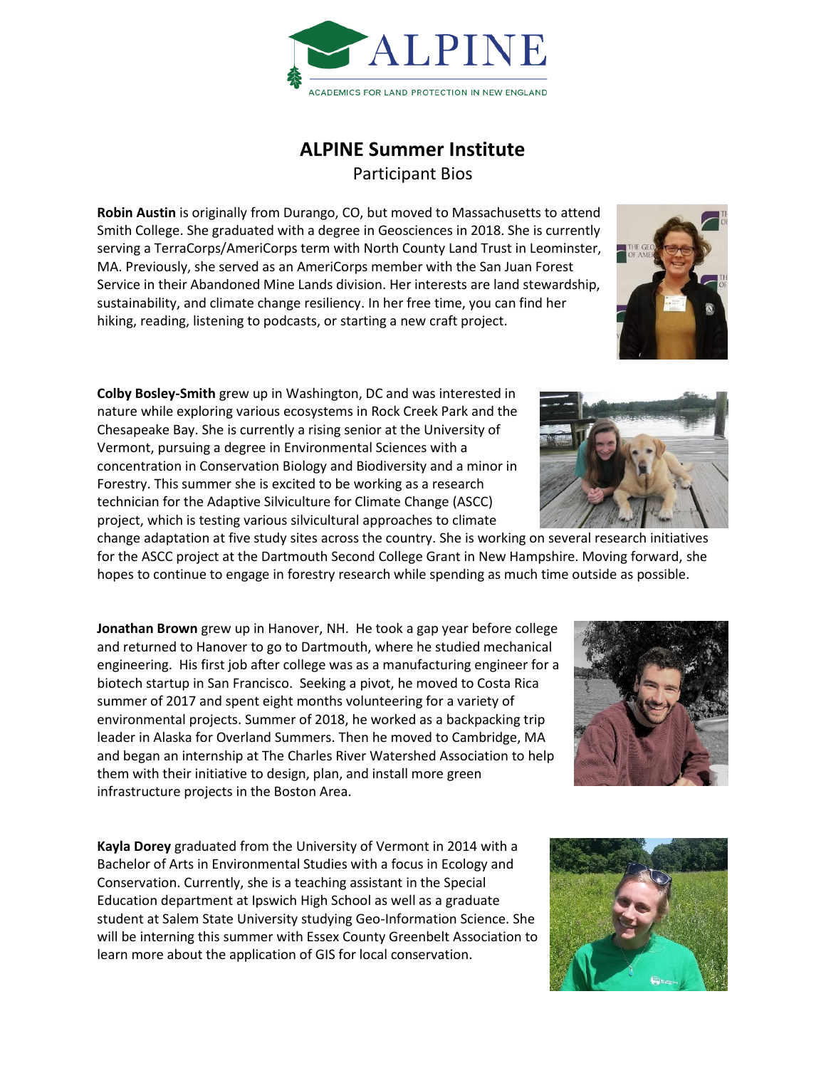ALPINE

ACADEMICS FOR LAND PROTECTION IN NEW ENGLAND

# ALPINE Summer Institute

Participant Bios

**Robin Austin** is originally from Durango, CO, but moved to Massachusetts to attend Smith College. She graduated with a degree in Geosciences in 2018. She is currently serving a TerraCorps/AmeriCorps term with North County Land Trust in Leominster, MA. Previously, she served as an AmeriCorps member with the San Juan Forest Service in their Abandoned Mine Lands division. Her interests are land stewardship, sustainability, and climate change resiliency. In her free time, you can find her hiking, reading, listening to podcasts, or starting a new craft project.

**Colby Bosley-Smith** grew up in Washington, DC and was interested in nature while exploring various ecosystems in Rock Creek Park and the Chesapeake Bay. She is currently a rising senior at the University of Vermont, pursuing a degree in Environmental Sciences with a concentration in Conservation Biology and Biodiversity and a minor in Forestry. This summer she is excited to be working as a research technician for the Adaptive Silviculture for Climate Change (ASCC) project, which is testing various silvicultural approaches to climate change adaptation at five study sites across the country. She is working on several research initiatives for the ASCC project at the Dartmouth Second College Grant in New Hampshire. Moving forward, she hopes to continue to engage in forestry research while spending as much time outside as possible.

**Jonathan Brown** grew up in Hanover, NH. He took a gap year before college and returned to Hanover to go to Dartmouth, where he studied mechanical engineering. His first job after college was as a manufacturing engineer for a biotech startup in San Francisco. Seeking a pivot, he moved to Costa Rica summer of 2017 and spent eight months volunteering for a variety of environmental projects. Summer of 2018, he worked as a backpacking trip leader in Alaska for Overland Summers. Then he moved to Cambridge, MA and began an internship at The Charles River Watershed Association to help them with their initiative to design, plan, and install more green infrastructure projects in the Boston Area.

**Kayla Dorey** graduated from the University of Vermont in 2014 with a Bachelor of Arts in Environmental Studies with a focus in Ecology and Conservation. Currently, she is a teaching assistant in the Special Education department at Ipswich High School as well as a graduate student at Salem State University studying Geo-Information Science. She will be interning this summer with Essex County Greenbelt Association to learn more about the application of GIS for local conservation.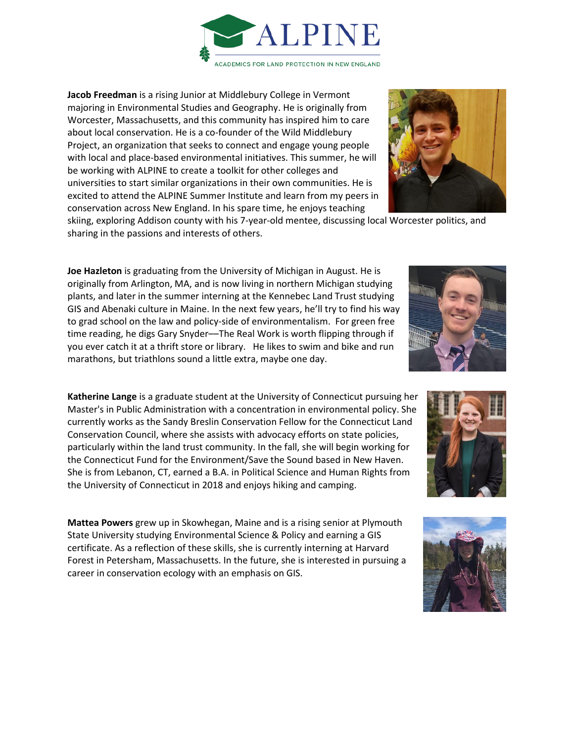**Jacob Freedman** is a rising Junior at Middlebury College in Vermont majoring in Environmental Studies and Geography. He is originally from Worcester, Massachusetts, and this community has inspired him to care about local conservation. He is a co-founder of the Wild Middlebury Project, an organization that seeks to connect and engage young people with local and place-based environmental initiatives. This summer, he will be working with ALPINE to create a toolkit for other colleges and universities to start similar organizations in their own communities. He is excited to attend the ALPINE Summer Institute and learn from my peers in conservation across New England. In his spare time, he enjoys teaching skiing, exploring Addison county with his 7-year-old mentee, discussing local Worcester politics, and sharing in the passions and interests of others.

**Joe Hazleton** is graduating from the University of Michigan in August. He is originally from Arlington, MA, and is now living in northern Michigan studying plants, and later in the summer interning at the Kennebec Land Trust studying GIS and Abenaki culture in Maine. In the next few years, he'll try to find his way to grad school on the law and policy-side of environmentalism. For green free time reading, he digs Gary Snyder—The Real Work is worth flipping through if you ever catch it at a thrift store or library. He likes to swim and bike and run marathons, but triathlons sound a little extra, maybe one day.

**Katherine Lange** is a graduate student at the University of Connecticut pursuing her Master's in Public Administration with a concentration in environmental policy. She currently works as the Sandy Breslin Conservation Fellow for the Connecticut Land Conservation Council, where she assists with advocacy efforts on state policies, particularly within the land trust community. In the fall, she will begin working for the Connecticut Fund for the Environment/Save the Sound based in New Haven. She is from Lebanon, CT, earned a B.A. in Political Science and Human Rights from the University of Connecticut in 2018 and enjoys hiking and camping.

**Mattea Powers** grew up in Skowhegan, Maine and is a rising senior at Plymouth State University studying Environmental Science & Policy and earning a GIS certificate. As a reflection of these skills, she is currently interning at Harvard Forest in Petersham, Massachusetts. In the future, she is interested in pursuing a career in conservation ecology with an emphasis on GIS.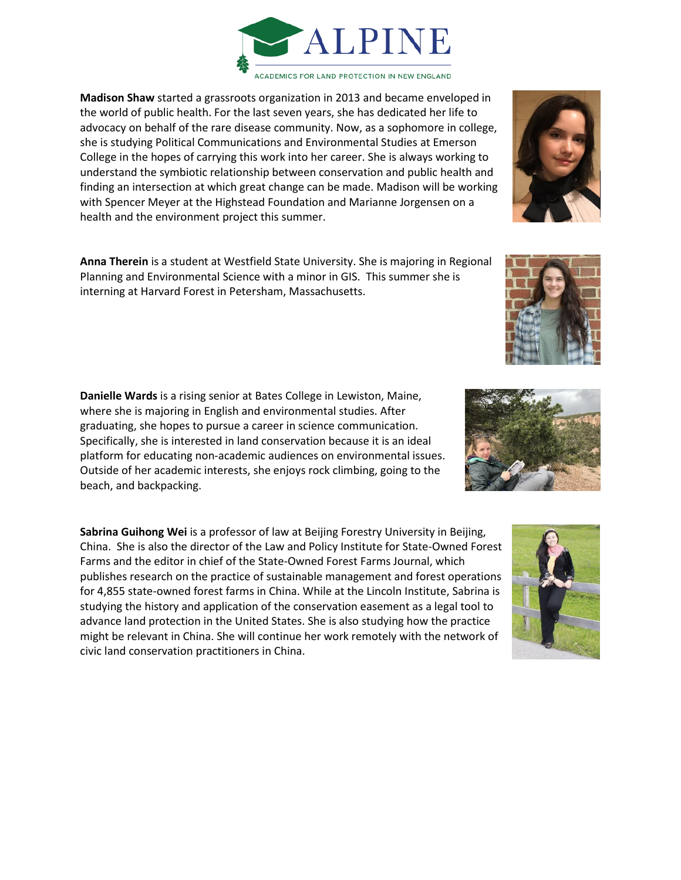ALPINE

ACADEMICS FOR LAND PROTECTION IN NEW ENGLAND

**Madison Shaw** started a grassroots organization in 2013 and became enveloped in the world of public health. For the last seven years, she has dedicated her life to advocacy on behalf of the rare disease community. Now, as a sophomore in college, she is studying Political Communications and Environmental Studies at Emerson College in the hopes of carrying this work into her career. She is always working to understand the symbiotic relationship between conservation and public health and finding an intersection at which great change can be made. Madison will be working with Spencer Meyer at the Highstead Foundation and Marianne Jorgensen on a health and the environment project this summer.

**Anna Therein** is a student at Westfield State University. She is majoring in Regional Planning and Environmental Science with a minor in GIS. This summer she is interning at Harvard Forest in Petersham, Massachusetts.

**Danielle Wards** is a rising senior at Bates College in Lewiston, Maine, where she is majoring in English and environmental studies. After graduating, she hopes to pursue a career in science communication. Specifically, she is interested in land conservation because it is an ideal platform for educating non-academic audiences on environmental issues. Outside of her academic interests, she enjoys rock climbing, going to the beach, and backpacking.

**Sabrina Guihong Wei** is a professor of law at Beijing Forestry University in Beijing, China. She is also the director of the Law and Policy Institute for State-Owned Forest Farms and the editor in chief of the State-Owned Forest Farms Journal, which publishes research on the practice of sustainable management and forest operations for 4,855 state-owned forest farms in China. While at the Lincoln Institute, Sabrina is studying the history and application of the conservation easement as a legal tool to advance land protection in the United States. She is also studying how the practice might be relevant in China. She will continue her work remotely with the network of civic land conservation practitioners in China.